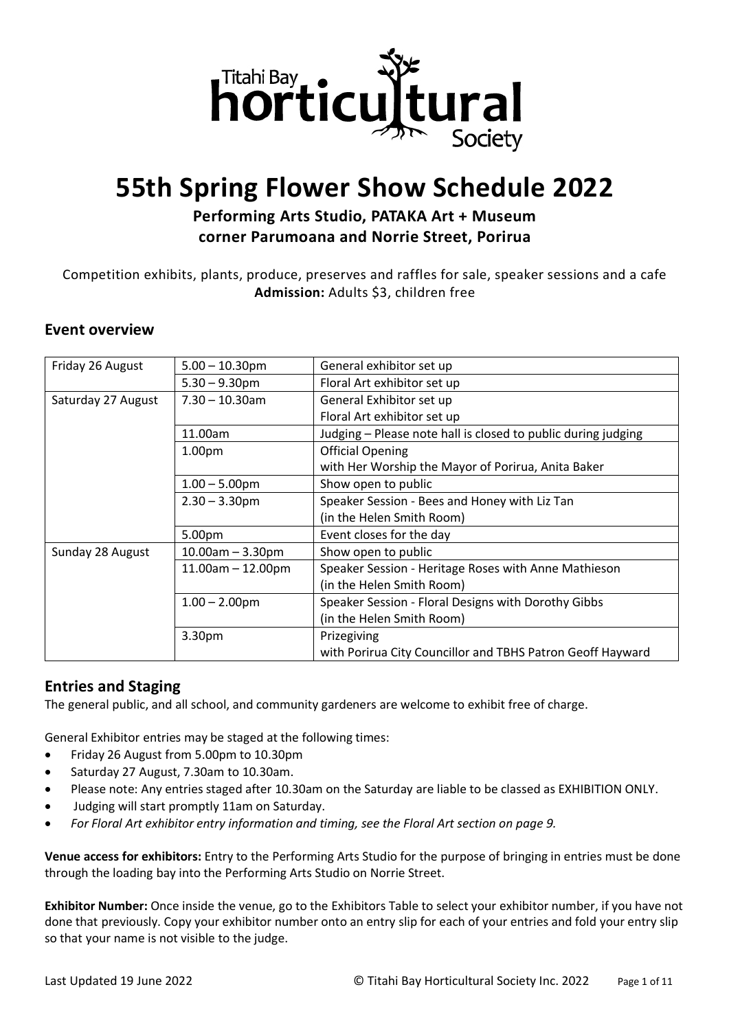Titahi Bay horticultural Society

# 55th Spring Flower Show Schedule 2022

**Performing Arts Studio, PATAKA Art + Museum**
**corner Parumoana and Norrie Street, Porirua**

Competition exhibits, plants, produce, preserves and raffles for sale, speaker sessions and a cafe
**Admission:** Adults $3, children free

## Event overview

| | | |
|---|---|---|
| Friday 26 August | 5.00 – 10.30pm | General exhibitor set up |
| | 5.30 – 9.30pm | Floral Art exhibitor set up |
| Saturday 27 August | 7.30 – 10.30am | General Exhibitor set up<br>Floral Art exhibitor set up |
| | 11.00am | Judging – Please note hall is closed to public during judging |
| | 1.00pm | Official Opening<br>with Her Worship the Mayor of Porirua, Anita Baker |
| | 1.00 – 5.00pm | Show open to public |
| | 2.30 – 3.30pm | Speaker Session - Bees and Honey with Liz Tan<br>(in the Helen Smith Room) |
| | 5.00pm | Event closes for the day |
| Sunday 28 August | 10.00am – 3.30pm | Show open to public |
| | 11.00am – 12.00pm | Speaker Session - Heritage Roses with Anne Mathieson<br>(in the Helen Smith Room) |
| | 1.00 – 2.00pm | Speaker Session - Floral Designs with Dorothy Gibbs<br>(in the Helen Smith Room) |
| | 3.30pm | Prizegiving<br>with Porirua City Councillor and TBHS Patron Geoff Hayward |

## Entries and Staging

The general public, and all school, and community gardeners are welcome to exhibit free of charge.

General Exhibitor entries may be staged at the following times:

- Friday 26 August from 5.00pm to 10.30pm
- Saturday 27 August, 7.30am to 10.30am.
- Please note: Any entries staged after 10.30am on the Saturday are liable to be classed as EXHIBITION ONLY.
- Judging will start promptly 11am on Saturday.
- *For Floral Art exhibitor entry information and timing, see the Floral Art section on page 9.*

**Venue access for exhibitors:** Entry to the Performing Arts Studio for the purpose of bringing in entries must be done through the loading bay into the Performing Arts Studio on Norrie Street.

**Exhibitor Number:** Once inside the venue, go to the Exhibitors Table to select your exhibitor number, if you have not done that previously. Copy your exhibitor number onto an entry slip for each of your entries and fold your entry slip so that your name is not visible to the judge.

Last Updated 19 June 2022 © Titahi Bay Horticultural Society Inc. 2022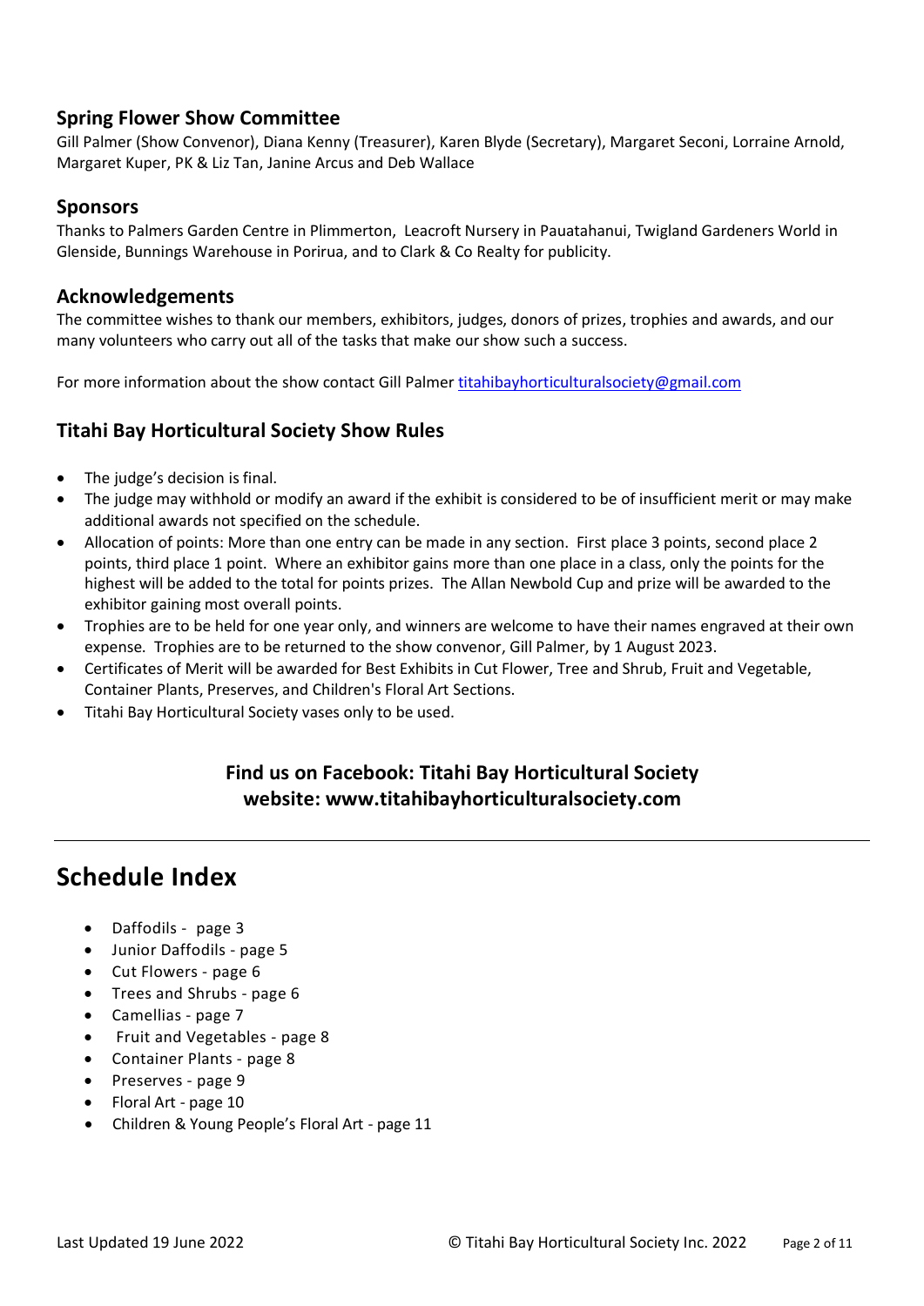## Spring Flower Show Committee

Gill Palmer (Show Convenor), Diana Kenny (Treasurer), Karen Blyde (Secretary), Margaret Seconi, Lorraine Arnold, Margaret Kuper, PK & Liz Tan, Janine Arcus and Deb Wallace

## Sponsors

Thanks to Palmers Garden Centre in Plimmerton, Leacroft Nursery in Pauatahanui, Twigland Gardeners World in Glenside, Bunnings Warehouse in Porirua, and to Clark & Co Realty for publicity.

## Acknowledgements

The committee wishes to thank our members, exhibitors, judges, donors of prizes, trophies and awards, and our many volunteers who carry out all of the tasks that make our show such a success.

For more information about the show contact Gill Palmer titahibayhorticulturalsociety@gmail.com

## Titahi Bay Horticultural Society Show Rules

- The judge's decision is final.
- The judge may withhold or modify an award if the exhibit is considered to be of insufficient merit or may make additional awards not specified on the schedule.
- Allocation of points: More than one entry can be made in any section. First place 3 points, second place 2 points, third place 1 point. Where an exhibitor gains more than one place in a class, only the points for the highest will be added to the total for points prizes. The Allan Newbold Cup and prize will be awarded to the exhibitor gaining most overall points.
- Trophies are to be held for one year only, and winners are welcome to have their names engraved at their own expense. Trophies are to be returned to the show convenor, Gill Palmer, by 1 August 2023.
- Certificates of Merit will be awarded for Best Exhibits in Cut Flower, Tree and Shrub, Fruit and Vegetable, Container Plants, Preserves, and Children's Floral Art Sections.
- Titahi Bay Horticultural Society vases only to be used.

**Find us on Facebook: Titahi Bay Horticultural Society**
**website: www.titahibayhorticulturalsociety.com**

---

# Schedule Index

- Daffodils - page 3
- Junior Daffodils - page 5
- Cut Flowers - page 6
- Trees and Shrubs - page 6
- Camellias - page 7
- Fruit and Vegetables - page 8
- Container Plants - page 8
- Preserves - page 9
- Floral Art - page 10
- Children & Young People's Floral Art - page 11

Last Updated 19 June 2022 © Titahi Bay Horticultural Society Inc. 2022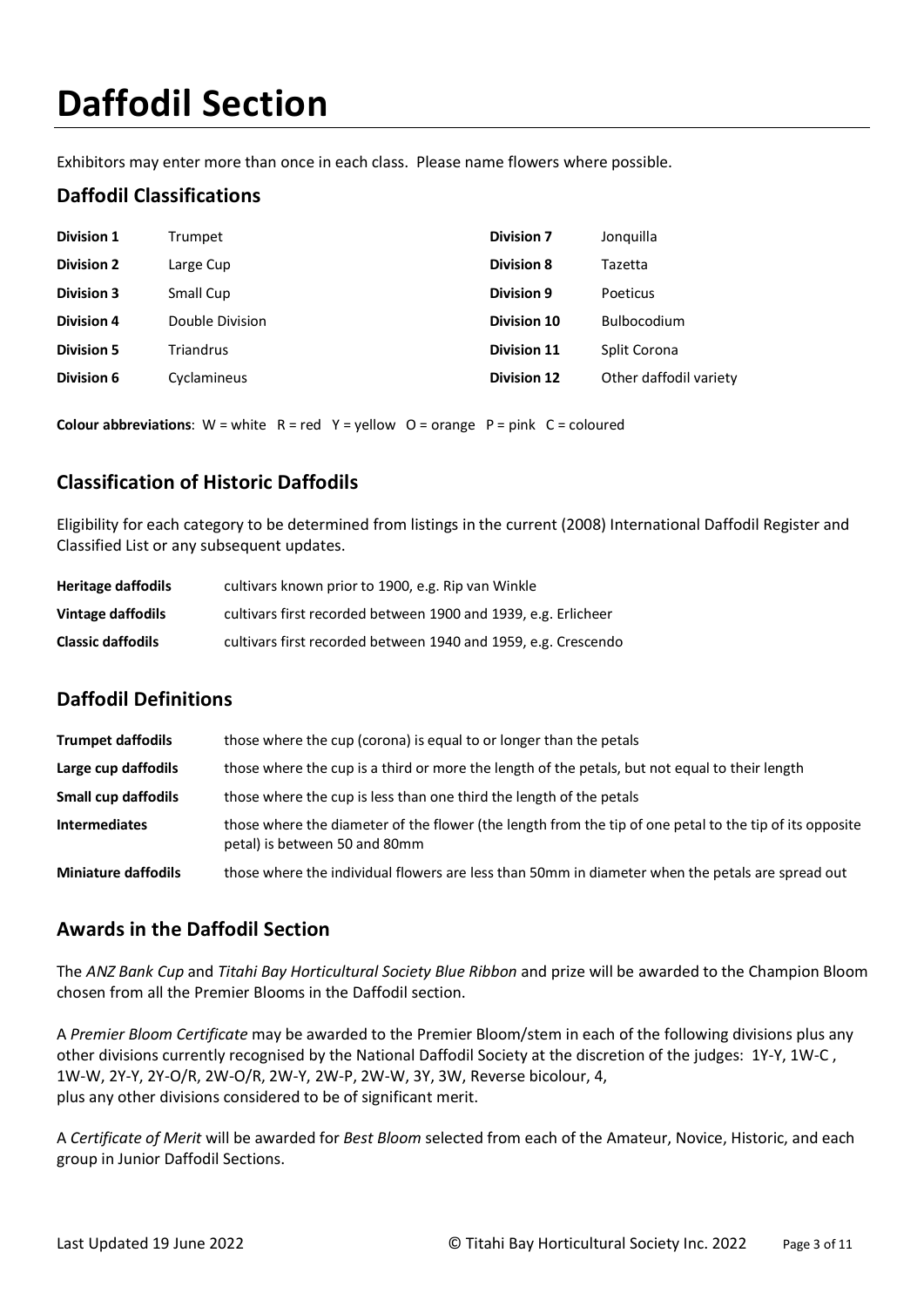# Daffodil Section

Exhibitors may enter more than once in each class. Please name flowers where possible.

## Daffodil Classifications

| | | | |
|---|---|---|---|
| **Division 1** | Trumpet | **Division 7** | Jonquilla |
| **Division 2** | Large Cup | **Division 8** | Tazetta |
| **Division 3** | Small Cup | **Division 9** | Poeticus |
| **Division 4** | Double Division | **Division 10** | Bulbocodium |
| **Division 5** | Triandrus | **Division 11** | Split Corona |
| **Division 6** | Cyclamineus | **Division 12** | Other daffodil variety |

**Colour abbreviations**: W = white R = red Y = yellow O = orange P = pink C = coloured

## Classification of Historic Daffodils

Eligibility for each category to be determined from listings in the current (2008) International Daffodil Register and Classified List or any subsequent updates.

| | |
|---|---|
| **Heritage daffodils** | cultivars known prior to 1900, e.g. Rip van Winkle |
| **Vintage daffodils** | cultivars first recorded between 1900 and 1939, e.g. Erlicheer |
| **Classic daffodils** | cultivars first recorded between 1940 and 1959, e.g. Crescendo |

## Daffodil Definitions

| | |
|---|---|
| **Trumpet daffodils** | those where the cup (corona) is equal to or longer than the petals |
| **Large cup daffodils** | those where the cup is a third or more the length of the petals, but not equal to their length |
| **Small cup daffodils** | those where the cup is less than one third the length of the petals |
| **Intermediates** | those where the diameter of the flower (the length from the tip of one petal to the tip of its opposite petal) is between 50 and 80mm |
| **Miniature daffodils** | those where the individual flowers are less than 50mm in diameter when the petals are spread out |

## Awards in the Daffodil Section

The *ANZ Bank Cup* and *Titahi Bay Horticultural Society Blue Ribbon* and prize will be awarded to the Champion Bloom chosen from all the Premier Blooms in the Daffodil section.

A *Premier Bloom Certificate* may be awarded to the Premier Bloom/stem in each of the following divisions plus any other divisions currently recognised by the National Daffodil Society at the discretion of the judges: 1Y-Y, 1W-C , 1W-W, 2Y-Y, 2Y-O/R, 2W-O/R, 2W-Y, 2W-P, 2W-W, 3Y, 3W, Reverse bicolour, 4, plus any other divisions considered to be of significant merit.

A *Certificate of Merit* will be awarded for *Best Bloom* selected from each of the Amateur, Novice, Historic, and each group in Junior Daffodil Sections.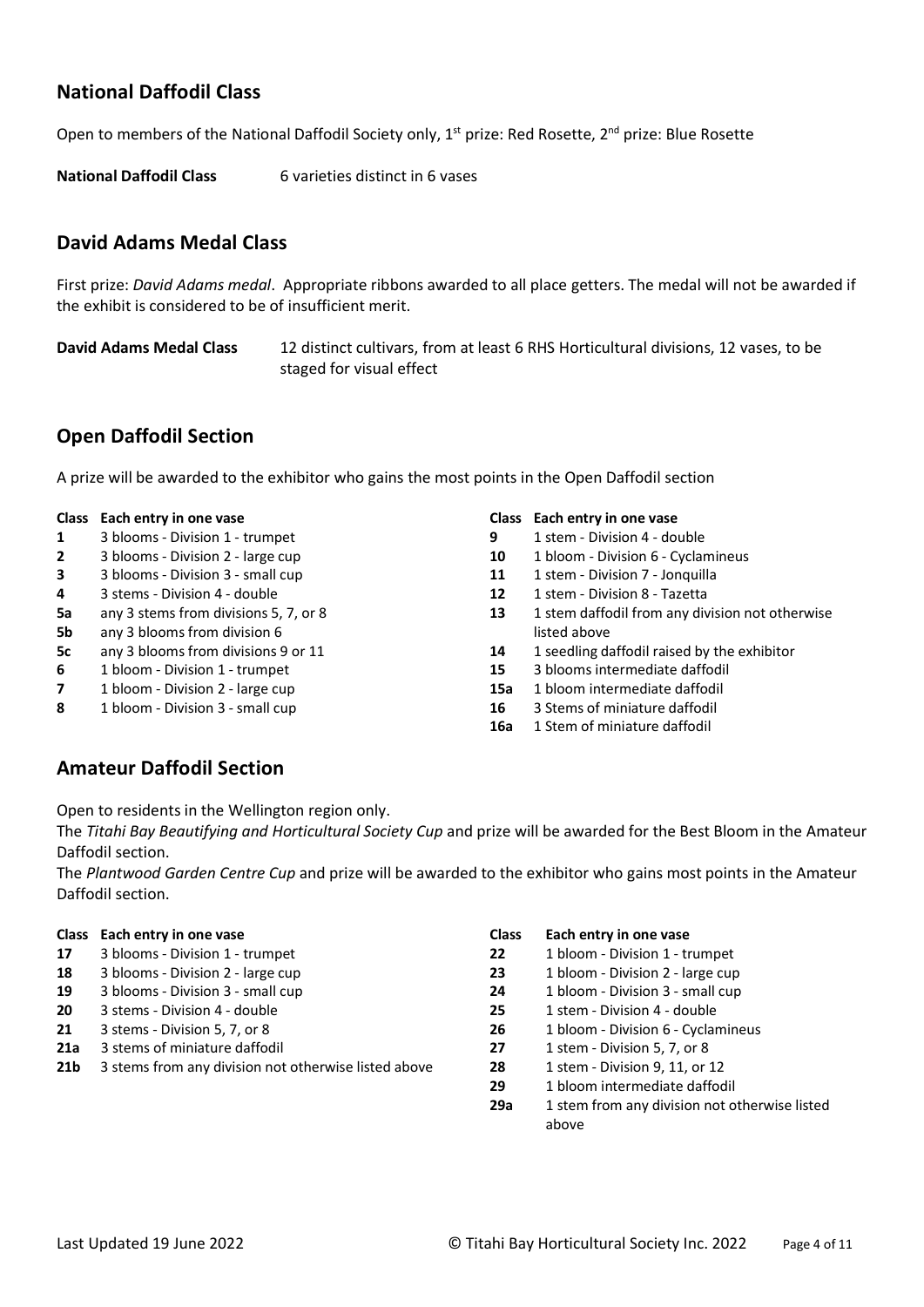## National Daffodil Class

Open to members of the National Daffodil Society only, 1st prize: Red Rosette, 2nd prize: Blue Rosette

**National Daffodil Class** 6 varieties distinct in 6 vases

## David Adams Medal Class

First prize: *David Adams medal*. Appropriate ribbons awarded to all place getters. The medal will not be awarded if the exhibit is considered to be of insufficient merit.

**David Adams Medal Class** 12 distinct cultivars, from at least 6 RHS Horticultural divisions, 12 vases, to be staged for visual effect

## Open Daffodil Section

A prize will be awarded to the exhibitor who gains the most points in the Open Daffodil section

| Class | Each entry in one vase |
|---|---|
| 1 | 3 blooms - Division 1 - trumpet |
| 2 | 3 blooms - Division 2 - large cup |
| 3 | 3 blooms - Division 3 - small cup |
| 4 | 3 stems - Division 4 - double |
| 5a | any 3 stems from divisions 5, 7, or 8 |
| 5b | any 3 blooms from division 6 |
| 5c | any 3 blooms from divisions 9 or 11 |
| 6 | 1 bloom - Division 1 - trumpet |
| 7 | 1 bloom - Division 2 - large cup |
| 8 | 1 bloom - Division 3 - small cup |
| 9 | 1 stem - Division 4 - double |
| 10 | 1 bloom - Division 6 - Cyclamineus |
| 11 | 1 stem - Division 7 - Jonquilla |
| 12 | 1 stem - Division 8 - Tazetta |
| 13 | 1 stem daffodil from any division not otherwise listed above |
| 14 | 1 seedling daffodil raised by the exhibitor |
| 15 | 3 blooms intermediate daffodil |
| 15a | 1 bloom intermediate daffodil |
| 16 | 3 Stems of miniature daffodil |
| 16a | 1 Stem of miniature daffodil |

## Amateur Daffodil Section

Open to residents in the Wellington region only.
The *Titahi Bay Beautifying and Horticultural Society Cup* and prize will be awarded for the Best Bloom in the Amateur Daffodil section.
The *Plantwood Garden Centre Cup* and prize will be awarded to the exhibitor who gains most points in the Amateur Daffodil section.

| Class | Each entry in one vase |
|---|---|
| 17 | 3 blooms - Division 1 - trumpet |
| 18 | 3 blooms - Division 2 - large cup |
| 19 | 3 blooms - Division 3 - small cup |
| 20 | 3 stems - Division 4 - double |
| 21 | 3 stems - Division 5, 7, or 8 |
| 21a | 3 stems of miniature daffodil |
| 21b | 3 stems from any division not otherwise listed above |
| 22 | 1 bloom - Division 1 - trumpet |
| 23 | 1 bloom - Division 2 - large cup |
| 24 | 1 bloom - Division 3 - small cup |
| 25 | 1 stem - Division 4 - double |
| 26 | 1 bloom - Division 6 - Cyclamineus |
| 27 | 1 stem - Division 5, 7, or 8 |
| 28 | 1 stem - Division 9, 11, or 12 |
| 29 | 1 bloom intermediate daffodil |
| 29a | 1 stem from any division not otherwise listed above |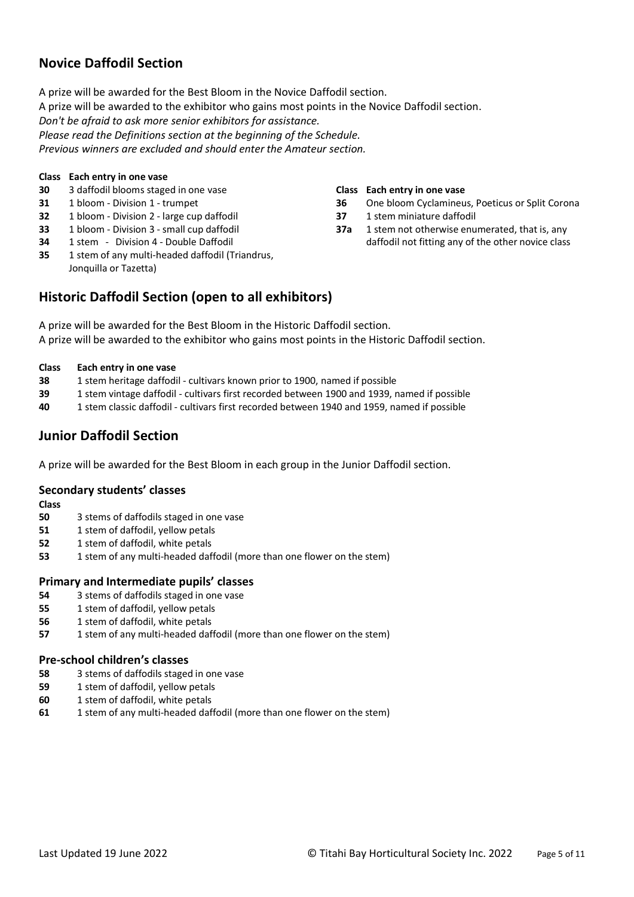## Novice Daffodil Section

A prize will be awarded for the Best Bloom in the Novice Daffodil section.
A prize will be awarded to the exhibitor who gains most points in the Novice Daffodil section.
*Don't be afraid to ask more senior exhibitors for assistance.*
*Please read the Definitions section at the beginning of the Schedule.*
*Previous winners are excluded and should enter the Amateur section.*

| Class | Each entry in one vase |
|---|---|
| **30** | 3 daffodil blooms staged in one vase |
| **31** | 1 bloom - Division 1 - trumpet |
| **32** | 1 bloom - Division 2 - large cup daffodil |
| **33** | 1 bloom - Division 3 - small cup daffodil |
| **34** | 1 stem - Division 4 - Double Daffodil |
| **35** | 1 stem of any multi-headed daffodil (Triandrus, Jonquilla or Tazetta) |
| **36** | One bloom Cyclamineus, Poeticus or Split Corona |
| **37** | 1 stem miniature daffodil |
| **37a** | 1 stem not otherwise enumerated, that is, any daffodil not fitting any of the other novice class |

## Historic Daffodil Section (open to all exhibitors)

A prize will be awarded for the Best Bloom in the Historic Daffodil section.
A prize will be awarded to the exhibitor who gains most points in the Historic Daffodil section.

| Class | Each entry in one vase |
|---|---|
| **38** | 1 stem heritage daffodil - cultivars known prior to 1900, named if possible |
| **39** | 1 stem vintage daffodil - cultivars first recorded between 1900 and 1939, named if possible |
| **40** | 1 stem classic daffodil - cultivars first recorded between 1940 and 1959, named if possible |

## Junior Daffodil Section

A prize will be awarded for the Best Bloom in each group in the Junior Daffodil section.

### Secondary students' classes

| Class | |
|---|---|
| **50** | 3 stems of daffodils staged in one vase |
| **51** | 1 stem of daffodil, yellow petals |
| **52** | 1 stem of daffodil, white petals |
| **53** | 1 stem of any multi-headed daffodil (more than one flower on the stem) |

### Primary and Intermediate pupils' classes

- **54** 3 stems of daffodils staged in one vase
- **55** 1 stem of daffodil, yellow petals
- **56** 1 stem of daffodil, white petals
- **57** 1 stem of any multi-headed daffodil (more than one flower on the stem)

### Pre-school children's classes

- **58** 3 stems of daffodils staged in one vase
- **59** 1 stem of daffodil, yellow petals
- **60** 1 stem of daffodil, white petals
- **61** 1 stem of any multi-headed daffodil (more than one flower on the stem)

Last Updated 19 June 2022 © Titahi Bay Horticultural Society Inc. 2022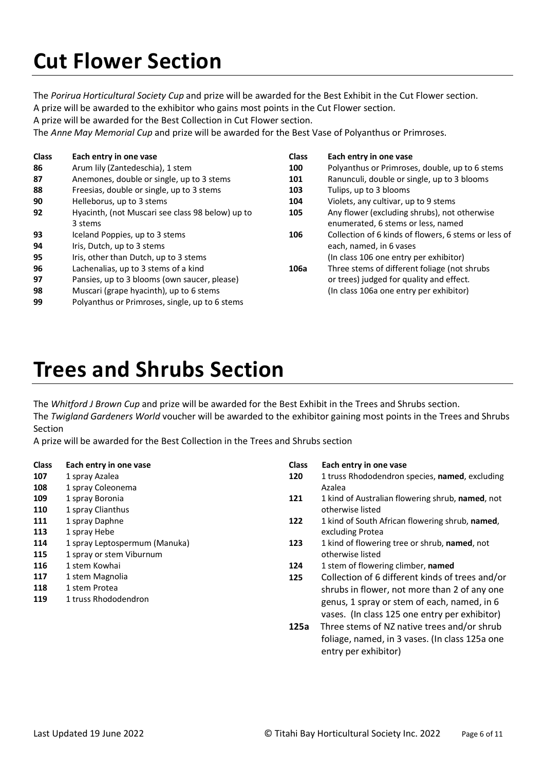# Cut Flower Section

The *Porirua Horticultural Society Cup* and prize will be awarded for the Best Exhibit in the Cut Flower section.
A prize will be awarded to the exhibitor who gains most points in the Cut Flower section.
A prize will be awarded for the Best Collection in Cut Flower section.
The *Anne May Memorial Cup* and prize will be awarded for the Best Vase of Polyanthus or Primroses.

| Class | Each entry in one vase |
|---|---|
| 86 | Arum lily (Zantedeschia), 1 stem |
| 87 | Anemones, double or single, up to 3 stems |
| 88 | Freesias, double or single, up to 3 stems |
| 90 | Helleborus, up to 3 stems |
| 92 | Hyacinth, (not Muscari see class 98 below) up to 3 stems |
| 93 | Iceland Poppies, up to 3 stems |
| 94 | Iris, Dutch, up to 3 stems |
| 95 | Iris, other than Dutch, up to 3 stems |
| 96 | Lachenalias, up to 3 stems of a kind |
| 97 | Pansies, up to 3 blooms (own saucer, please) |
| 98 | Muscari (grape hyacinth), up to 6 stems |
| 99 | Polyanthus or Primroses, single, up to 6 stems |
| 100 | Polyanthus or Primroses, double, up to 6 stems |
| 101 | Ranunculi, double or single, up to 3 blooms |
| 103 | Tulips, up to 3 blooms |
| 104 | Violets, any cultivar, up to 9 stems |
| 105 | Any flower (excluding shrubs), not otherwise enumerated, 6 stems or less, named |
| 106 | Collection of 6 kinds of flowers, 6 stems or less of each, named, in 6 vases (In class 106 one entry per exhibitor) |
| 106a | Three stems of different foliage (not shrubs or trees) judged for quality and effect. (In class 106a one entry per exhibitor) |

# Trees and Shrubs Section

The *Whitford J Brown Cup* and prize will be awarded for the Best Exhibit in the Trees and Shrubs section.
The *Twigland Gardeners World* voucher will be awarded to the exhibitor gaining most points in the Trees and Shrubs Section
A prize will be awarded for the Best Collection in the Trees and Shrubs section

| Class | Each entry in one vase |
|---|---|
| 107 | 1 spray Azalea |
| 108 | 1 spray Coleonema |
| 109 | 1 spray Boronia |
| 110 | 1 spray Clianthus |
| 111 | 1 spray Daphne |
| 113 | 1 spray Hebe |
| 114 | 1 spray Leptospermum (Manuka) |
| 115 | 1 spray or stem Viburnum |
| 116 | 1 stem Kowhai |
| 117 | 1 stem Magnolia |
| 118 | 1 stem Protea |
| 119 | 1 truss Rhododendron |
| 120 | 1 truss Rhododendron species, **named**, excluding Azalea |
| 121 | 1 kind of Australian flowering shrub, **named**, not otherwise listed |
| 122 | 1 kind of South African flowering shrub, **named**, excluding Protea |
| 123 | 1 kind of flowering tree or shrub, **named**, not otherwise listed |
| 124 | 1 stem of flowering climber, **named** |
| 125 | Collection of 6 different kinds of trees and/or shrubs in flower, not more than 2 of any one genus, 1 spray or stem of each, named, in 6 vases. (In class 125 one entry per exhibitor) |
| 125a | Three stems of NZ native trees and/or shrub foliage, named, in 3 vases. (In class 125a one entry per exhibitor) |

Last Updated 19 June 2022 © Titahi Bay Horticultural Society Inc. 2022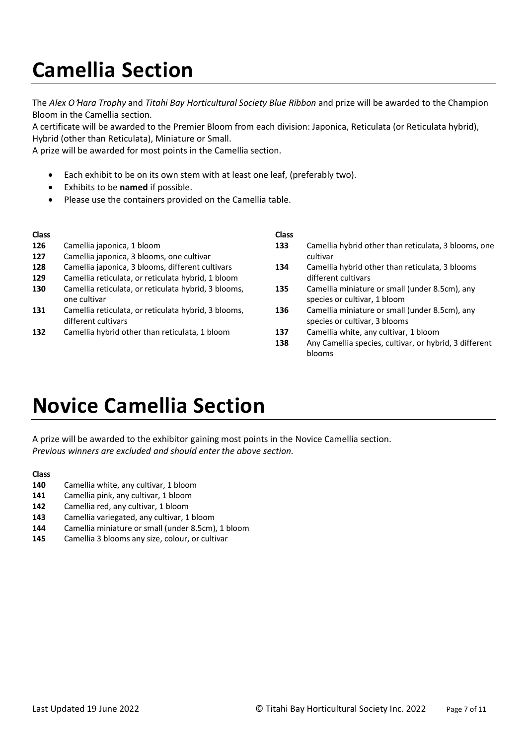# Camellia Section

The *Alex O'Hara Trophy* and *Titahi Bay Horticultural Society Blue Ribbon* and prize will be awarded to the Champion Bloom in the Camellia section.
A certificate will be awarded to the Premier Bloom from each division: Japonica, Reticulata (or Reticulata hybrid), Hybrid (other than Reticulata), Miniature or Small.
A prize will be awarded for most points in the Camellia section.

- Each exhibit to be on its own stem with at least one leaf, (preferably two).
- Exhibits to be **named** if possible.
- Please use the containers provided on the Camellia table.

| Class | |
|---|---|
| **126** | Camellia japonica, 1 bloom |
| **127** | Camellia japonica, 3 blooms, one cultivar |
| **128** | Camellia japonica, 3 blooms, different cultivars |
| **129** | Camellia reticulata, or reticulata hybrid, 1 bloom |
| **130** | Camellia reticulata, or reticulata hybrid, 3 blooms, one cultivar |
| **131** | Camellia reticulata, or reticulata hybrid, 3 blooms, different cultivars |
| **132** | Camellia hybrid other than reticulata, 1 bloom |
| **133** | Camellia hybrid other than reticulata, 3 blooms, one cultivar |
| **134** | Camellia hybrid other than reticulata, 3 blooms different cultivars |
| **135** | Camellia miniature or small (under 8.5cm), any species or cultivar, 1 bloom |
| **136** | Camellia miniature or small (under 8.5cm), any species or cultivar, 3 blooms |
| **137** | Camellia white, any cultivar, 1 bloom |
| **138** | Any Camellia species, cultivar, or hybrid, 3 different blooms |

# Novice Camellia Section

A prize will be awarded to the exhibitor gaining most points in the Novice Camellia section.
*Previous winners are excluded and should enter the above section.*

| Class | |
|---|---|
| **140** | Camellia white, any cultivar, 1 bloom |
| **141** | Camellia pink, any cultivar, 1 bloom |
| **142** | Camellia red, any cultivar, 1 bloom |
| **143** | Camellia variegated, any cultivar, 1 bloom |
| **144** | Camellia miniature or small (under 8.5cm), 1 bloom |
| **145** | Camellia 3 blooms any size, colour, or cultivar |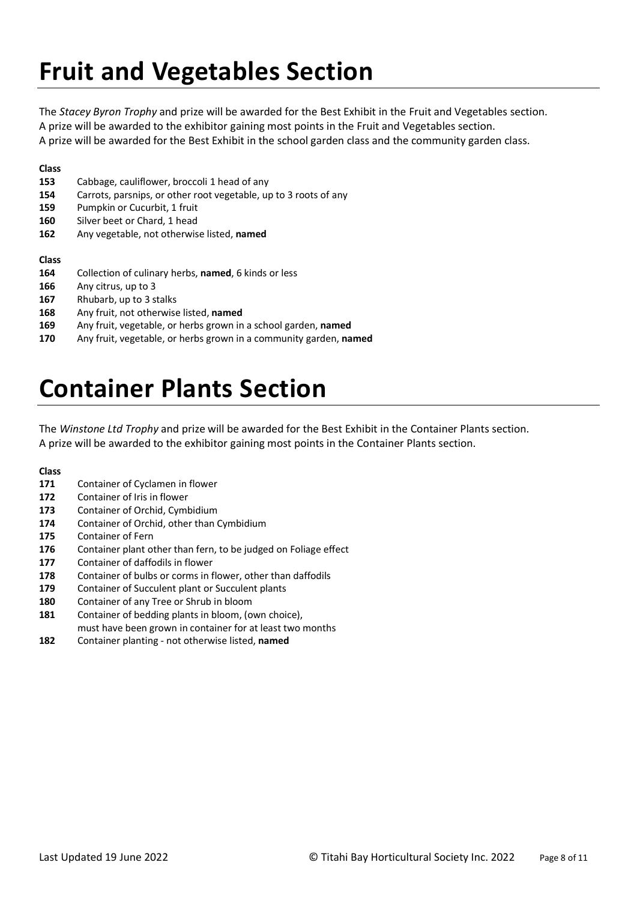# Fruit and Vegetables Section

The *Stacey Byron Trophy* and prize will be awarded for the Best Exhibit in the Fruit and Vegetables section.
A prize will be awarded to the exhibitor gaining most points in the Fruit and Vegetables section.
A prize will be awarded for the Best Exhibit in the school garden class and the community garden class.

**Class**

**153** Cabbage, cauliflower, broccoli 1 head of any
**154** Carrots, parsnips, or other root vegetable, up to 3 roots of any
**159** Pumpkin or Cucurbit, 1 fruit
**160** Silver beet or Chard, 1 head
**162** Any vegetable, not otherwise listed, **named**

**Class**

**164** Collection of culinary herbs, **named**, 6 kinds or less
**166** Any citrus, up to 3
**167** Rhubarb, up to 3 stalks
**168** Any fruit, not otherwise listed, **named**
**169** Any fruit, vegetable, or herbs grown in a school garden, **named**
**170** Any fruit, vegetable, or herbs grown in a community garden, **named**

# Container Plants Section

The *Winstone Ltd Trophy* and prize will be awarded for the Best Exhibit in the Container Plants section.
A prize will be awarded to the exhibitor gaining most points in the Container Plants section.

**Class**

**171** Container of Cyclamen in flower
**172** Container of Iris in flower
**173** Container of Orchid, Cymbidium
**174** Container of Orchid, other than Cymbidium
**175** Container of Fern
**176** Container plant other than fern, to be judged on Foliage effect
**177** Container of daffodils in flower
**178** Container of bulbs or corms in flower, other than daffodils
**179** Container of Succulent plant or Succulent plants
**180** Container of any Tree or Shrub in bloom
**181** Container of bedding plants in bloom, (own choice), must have been grown in container for at least two months
**182** Container planting - not otherwise listed, **named**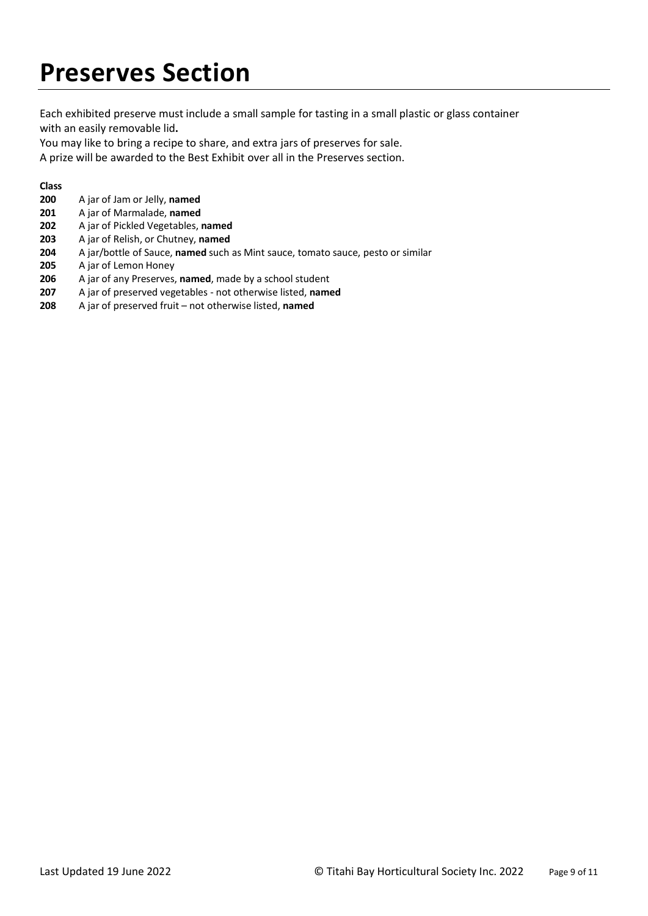# Preserves Section

Each exhibited preserve must include a small sample for tasting in a small plastic or glass container with an easily removable lid**.**

You may like to bring a recipe to share, and extra jars of preserves for sale.

A prize will be awarded to the Best Exhibit over all in the Preserves section.

**Class**

**200** A jar of Jam or Jelly, **named**

**201** A jar of Marmalade, **named**

**202** A jar of Pickled Vegetables, **named**

**203** A jar of Relish, or Chutney, **named**

**204** A jar/bottle of Sauce, **named** such as Mint sauce, tomato sauce, pesto or similar

**205** A jar of Lemon Honey

**206** A jar of any Preserves, **named**, made by a school student

**207** A jar of preserved vegetables - not otherwise listed, **named**

**208** A jar of preserved fruit – not otherwise listed, **named**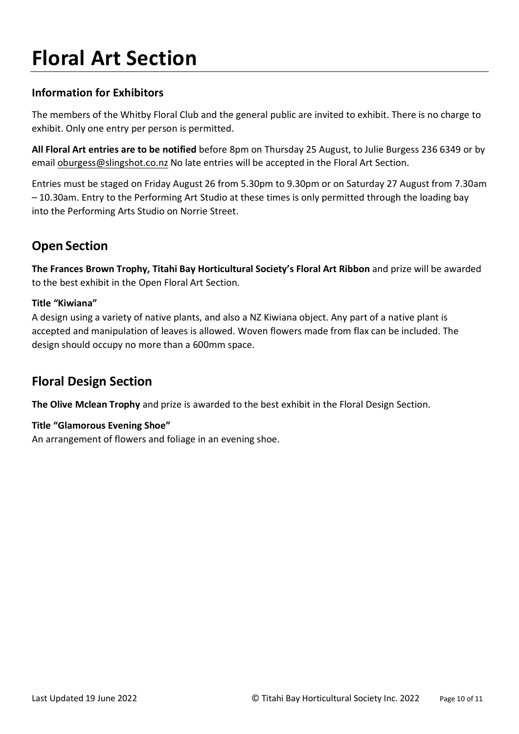# Floral Art Section

### Information for Exhibitors

The members of the Whitby Floral Club and the general public are invited to exhibit. There is no charge to exhibit. Only one entry per person is permitted.

**All Floral Art entries are to be notified** before 8pm on Thursday 25 August, to Julie Burgess 236 6349 or by email oburgess@slingshot.co.nz No late entries will be accepted in the Floral Art Section.

Entries must be staged on Friday August 26 from 5.30pm to 9.30pm or on Saturday 27 August from 7.30am – 10.30am. Entry to the Performing Art Studio at these times is only permitted through the loading bay into the Performing Arts Studio on Norrie Street.

## Open Section

**The Frances Brown Trophy, Titahi Bay Horticultural Society's Floral Art Ribbon** and prize will be awarded to the best exhibit in the Open Floral Art Section.

**Title "Kiwiana"**
A design using a variety of native plants, and also a NZ Kiwiana object. Any part of a native plant is accepted and manipulation of leaves is allowed. Woven flowers made from flax can be included. The design should occupy no more than a 600mm space.

## Floral Design Section

**The Olive Mclean Trophy** and prize is awarded to the best exhibit in the Floral Design Section.

**Title "Glamorous Evening Shoe"**
An arrangement of flowers and foliage in an evening shoe.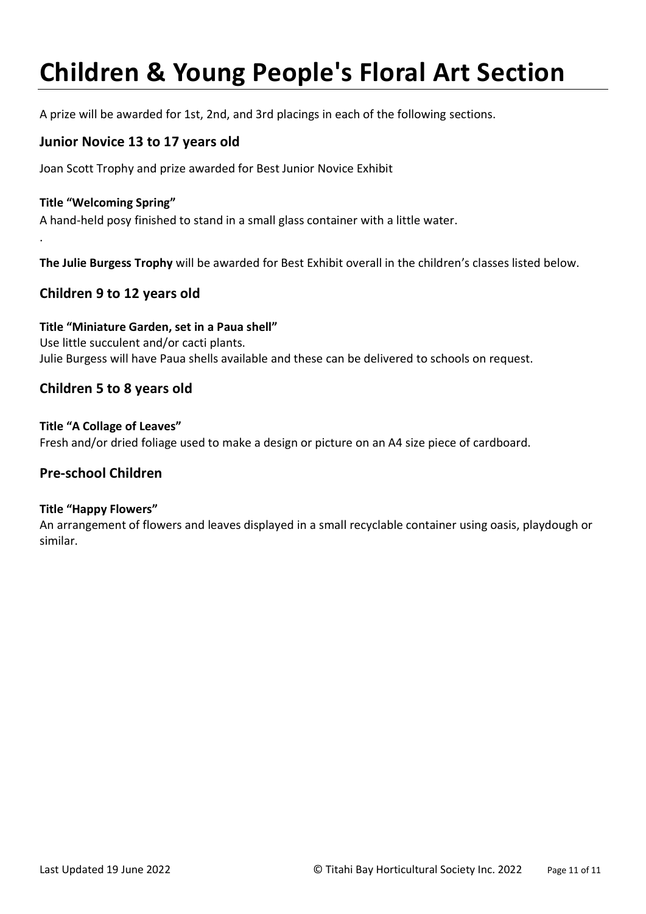# Children & Young People's Floral Art Section

A prize will be awarded for 1st, 2nd, and 3rd placings in each of the following sections.

## Junior Novice 13 to 17 years old

Joan Scott Trophy and prize awarded for Best Junior Novice Exhibit

**Title "Welcoming Spring"**
A hand-held posy finished to stand in a small glass container with a little water.

.

**The Julie Burgess Trophy** will be awarded for Best Exhibit overall in the children's classes listed below.

## Children 9 to 12 years old

**Title "Miniature Garden, set in a Paua shell"**
Use little succulent and/or cacti plants.
Julie Burgess will have Paua shells available and these can be delivered to schools on request.

## Children 5 to 8 years old

**Title "A Collage of Leaves"**
Fresh and/or dried foliage used to make a design or picture on an A4 size piece of cardboard.

## Pre-school Children

**Title "Happy Flowers"**
An arrangement of flowers and leaves displayed in a small recyclable container using oasis, playdough or similar.